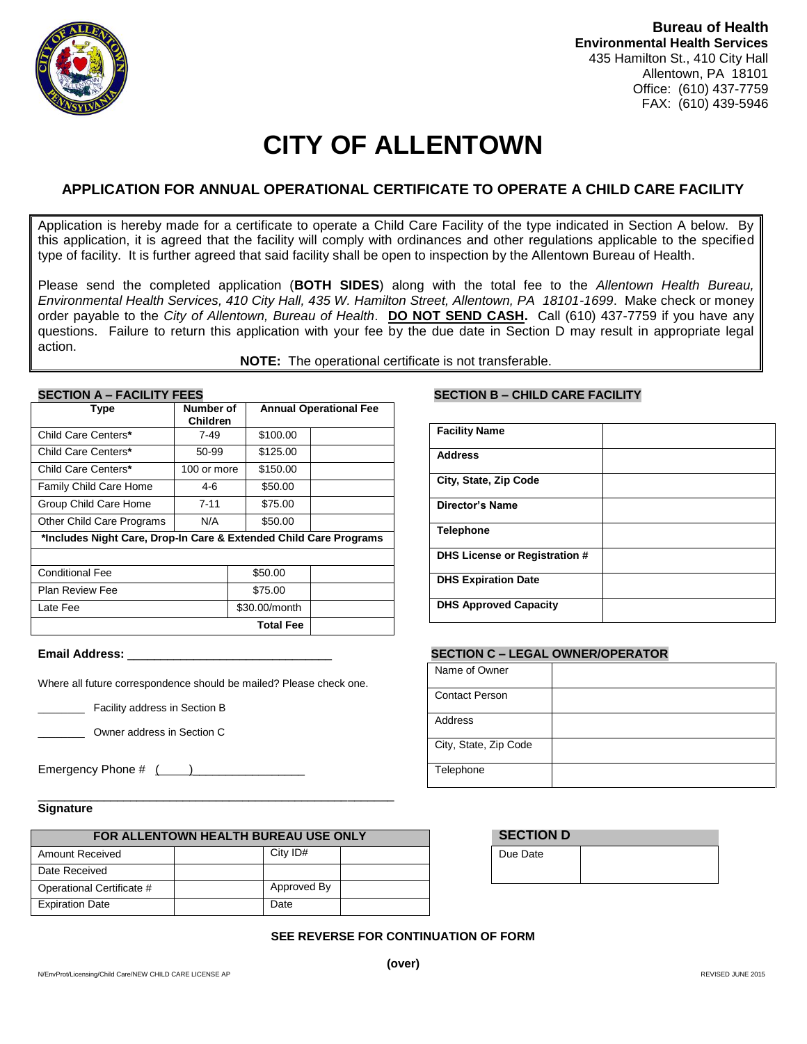**Bureau of Health**
**Environmental Health Services**
435 Hamilton St., 410 City Hall
Allentown, PA 18101
Office: (610) 437-7759
FAX: (610) 439-5946

# CITY OF ALLENTOWN

## APPLICATION FOR ANNUAL OPERATIONAL CERTIFICATE TO OPERATE A CHILD CARE FACILITY

Application is hereby made for a certificate to operate a Child Care Facility of the type indicated in Section A below. By this application, it is agreed that the facility will comply with ordinances and other regulations applicable to the specified type of facility. It is further agreed that said facility shall be open to inspection by the Allentown Bureau of Health.

Please send the completed application (**BOTH SIDES**) along with the total fee to the *Allentown Health Bureau, Environmental Health Services, 410 City Hall, 435 W. Hamilton Street, Allentown, PA 18101-1699*. Make check or money order payable to the *City of Allentown, Bureau of Health*. **DO NOT SEND CASH.** Call (610) 437-7759 if you have any questions. Failure to return this application with your fee by the due date in Section D may result in appropriate legal action.

**NOTE:** The operational certificate is not transferable.

### SECTION A – FACILITY FEES

| Type | Number of Children | Annual Operational Fee | |
|---|---|---|---|
| Child Care Centers* | 7-49 | $100.00 | |
| Child Care Centers* | 50-99 | $125.00 | |
| Child Care Centers* | 100 or more | $150.00 | |
| Family Child Care Home | 4-6 | $50.00 | |
| Group Child Care Home | 7-11 | $75.00 | |
| Other Child Care Programs | N/A | $50.00 | |
| *Includes Night Care, Drop-In Care & Extended Child Care Programs | | | |
| | | | |
| Conditional Fee | | $50.00 | |
| Plan Review Fee | | $75.00 | |
| Late Fee | | $30.00/month | |
| | | **Total Fee** | |

**Email Address:** ______________________________

Where all future correspondence should be mailed? Please check one.

________ Facility address in Section B

________ Owner address in Section C

Emergency Phone # (____)________________

______________________________________________________

**Signature**

### SECTION B – CHILD CARE FACILITY

| | |
|---|---|
| **Facility Name** | |
| **Address** | |
| **City, State, Zip Code** | |
| **Director's Name** | |
| **Telephone** | |
| **DHS License or Registration #** | |
| **DHS Expiration Date** | |
| **DHS Approved Capacity** | |

### SECTION C – LEGAL OWNER/OPERATOR

| | |
|---|---|
| Name of Owner | |
| Contact Person | |
| Address | |
| City, State, Zip Code | |
| Telephone | |

| FOR ALLENTOWN HEALTH BUREAU USE ONLY | | | |
|---|---|---|---|
| Amount Received | | City ID# | |
| Date Received | | | |
| Operational Certificate # | | Approved By | |
| Expiration Date | | Date | |

| SECTION D | |
|---|---|
| Due Date | |

**SEE REVERSE FOR CONTINUATION OF FORM**

**(over)**

N/EnvProt/Licensing/Child Care/NEW CHILD CARE LICENSE AP REVISED JUNE 2015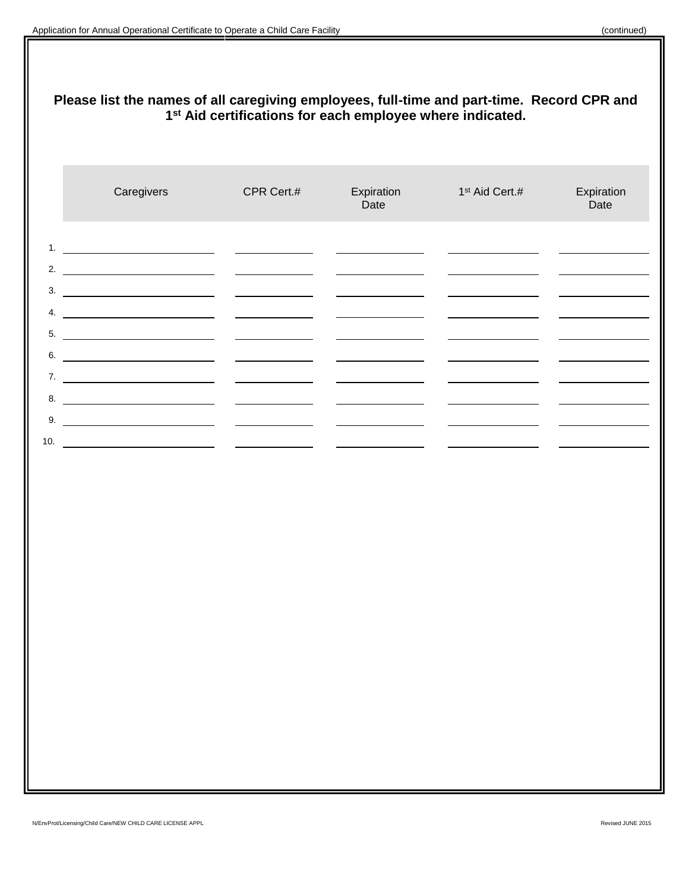**Please list the names of all caregiving employees, full-time and part-time. Record CPR and 1st Aid certifications for each employee where indicated.**

| | Caregivers | CPR Cert.# | Expiration Date | 1st Aid Cert.# | Expiration Date |
|---|---|---|---|---|---|
| 1. | | | | | |
| 2. | | | | | |
| 3. | | | | | |
| 4. | | | | | |
| 5. | | | | | |
| 6. | | | | | |
| 7. | | | | | |
| 8. | | | | | |
| 9. | | | | | |
| 10. | | | | | |